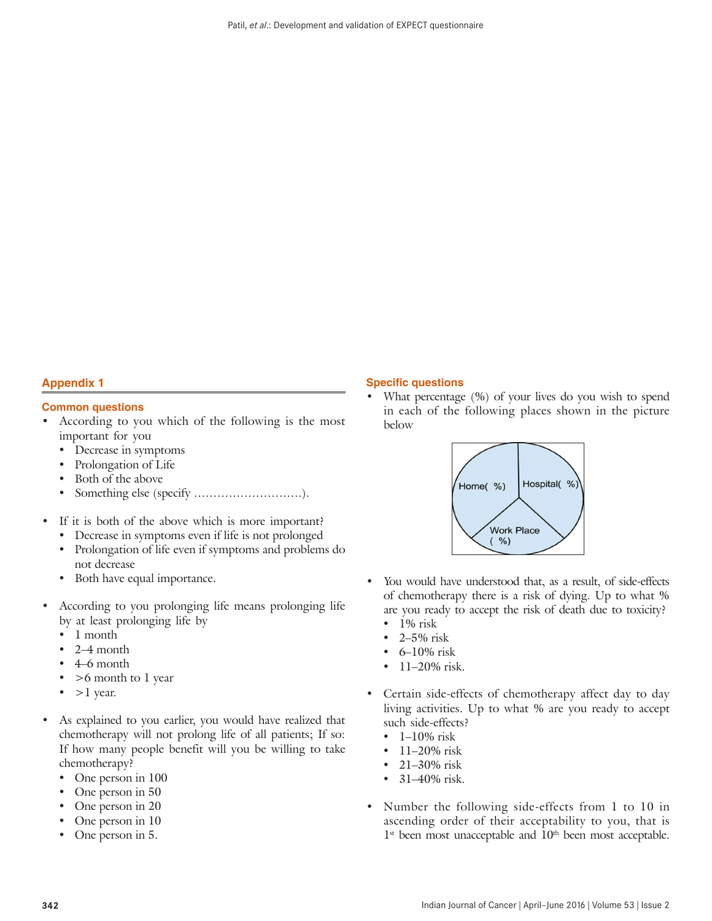## Appendix 1

### Common questions

- According to you which of the following is the most important for you
  - Decrease in symptoms
  - Prolongation of Life
  - Both of the above
  - Something else (specify ……………………….).

- If it is both of the above which is more important?
  - Decrease in symptoms even if life is not prolonged
  - Prolongation of life even if symptoms and problems do not decrease
  - Both have equal importance.

- According to you prolonging life means prolonging life by at least prolonging life by
  - 1 month
  - 2–4 month
  - 4–6 month
  - >6 month to 1 year
  - >1 year.

- As explained to you earlier, you would have realized that chemotherapy will not prolong life of all patients; If so: If how many people benefit will you be willing to take chemotherapy?
  - One person in 100
  - One person in 50
  - One person in 20
  - One person in 10
  - One person in 5.

### Specific questions

- What percentage (%) of your lives do you wish to spend in each of the following places shown in the picture below

Home( %) | Hospital( %) | Work Place ( %)

- You would have understood that, as a result, of side-effects of chemotherapy there is a risk of dying. Up to what % are you ready to accept the risk of death due to toxicity?
  - 1% risk
  - 2–5% risk
  - 6–10% risk
  - 11–20% risk.

- Certain side-effects of chemotherapy affect day to day living activities. Up to what % are you ready to accept such side-effects?
  - 1–10% risk
  - 11–20% risk
  - 21–30% risk
  - 31–40% risk.

- Number the following side-effects from 1 to 10 in ascending order of their acceptability to you, that is 1st been most unacceptable and 10th been most acceptable.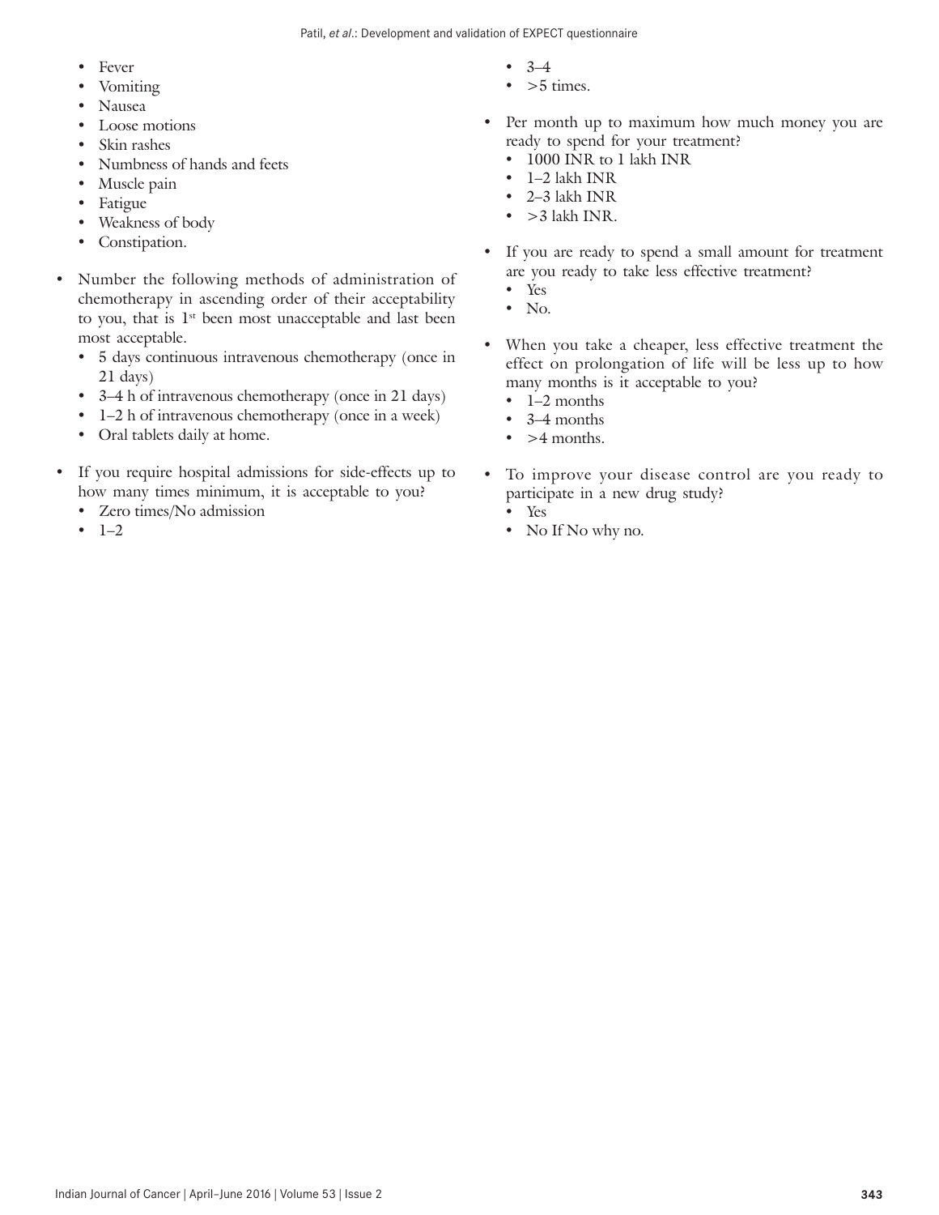- Fever
- Vomiting
- Nausea
- Loose motions
- Skin rashes
- Numbness of hands and feets
- Muscle pain
- Fatigue
- Weakness of body
- Constipation.

- Number the following methods of administration of chemotherapy in ascending order of their acceptability to you, that is 1st been most unacceptable and last been most acceptable.
  - 5 days continuous intravenous chemotherapy (once in 21 days)
  - 3–4 h of intravenous chemotherapy (once in 21 days)
  - 1–2 h of intravenous chemotherapy (once in a week)
  - Oral tablets daily at home.

- If you require hospital admissions for side-effects up to how many times minimum, it is acceptable to you?
  - Zero times/No admission
  - 1–2
  - 3–4
  - >5 times.

- Per month up to maximum how much money you are ready to spend for your treatment?
  - 1000 INR to 1 lakh INR
  - 1–2 lakh INR
  - 2–3 lakh INR
  - >3 lakh INR.

- If you are ready to spend a small amount for treatment are you ready to take less effective treatment?
  - Yes
  - No.

- When you take a cheaper, less effective treatment the effect on prolongation of life will be less up to how many months is it acceptable to you?
  - 1–2 months
  - 3–4 months
  - >4 months.

- To improve your disease control are you ready to participate in a new drug study?
  - Yes
  - No If No why no.